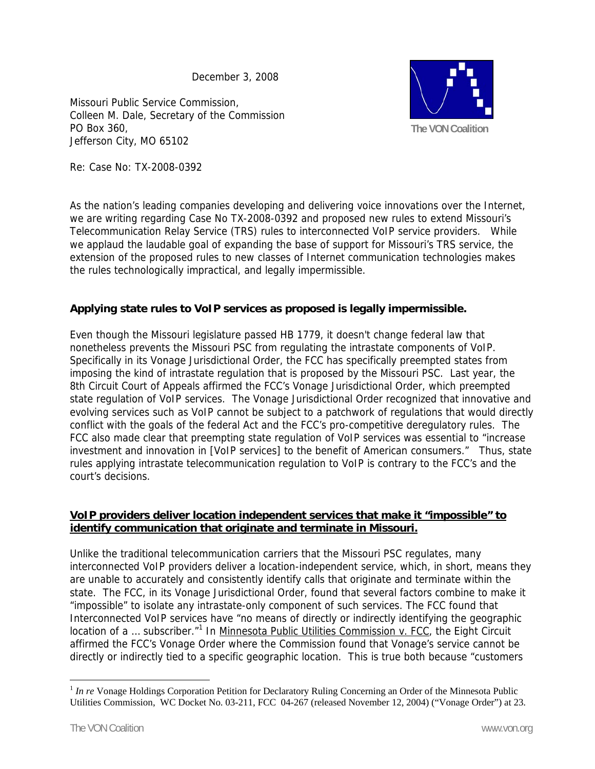December 3, 2008

Missouri Public Service Commission,
Colleen M. Dale, Secretary of the Commission
PO Box 360,
Jefferson City, MO 65102

The VON Coalition

Re: Case No: TX-2008-0392

As the nation's leading companies developing and delivering voice innovations over the Internet, we are writing regarding Case No TX-2008-0392 and proposed new rules to extend Missouri's Telecommunication Relay Service (TRS) rules to interconnected VoIP service providers. While we applaud the laudable goal of expanding the base of support for Missouri's TRS service, the extension of the proposed rules to new classes of Internet communication technologies makes the rules technologically impractical, and legally impermissible.

**Applying state rules to VoIP services as proposed is legally impermissible.**

Even though the Missouri legislature passed HB 1779, it doesn't change federal law that nonetheless prevents the Missouri PSC from regulating the intrastate components of VoIP. Specifically in its Vonage Jurisdictional Order, the FCC has specifically preempted states from imposing the kind of intrastate regulation that is proposed by the Missouri PSC. Last year, the 8th Circuit Court of Appeals affirmed the FCC's Vonage Jurisdictional Order, which preempted state regulation of VoIP services. The Vonage Jurisdictional Order recognized that innovative and evolving services such as VoIP cannot be subject to a patchwork of regulations that would directly conflict with the goals of the federal Act and the FCC's pro-competitive deregulatory rules. The FCC also made clear that preempting state regulation of VoIP services was essential to "increase investment and innovation in [VoIP services] to the benefit of American consumers." Thus, state rules applying intrastate telecommunication regulation to VoIP is contrary to the FCC's and the court's decisions.

**<u>VoIP providers deliver location independent services that make it "impossible" to identify communication that originate and terminate in Missouri.</u>**

Unlike the traditional telecommunication carriers that the Missouri PSC regulates, many interconnected VoIP providers deliver a location-independent service, which, in short, means they are unable to accurately and consistently identify calls that originate and terminate within the state. The FCC, in its Vonage Jurisdictional Order, found that several factors combine to make it "impossible" to isolate any intrastate-only component of such services. The FCC found that Interconnected VoIP services have "no means of directly or indirectly identifying the geographic location of a ... subscriber."[1] In <u>Minnesota Public Utilities Commission v. FCC</u>, the Eight Circuit affirmed the FCC's Vonage Order where the Commission found that Vonage's service cannot be directly or indirectly tied to a specific geographic location. This is true both because "customers

---

[1] *In re* Vonage Holdings Corporation Petition for Declaratory Ruling Concerning an Order of the Minnesota Public Utilities Commission, WC Docket No. 03-211, FCC 04-267 (released November 12, 2004) ("Vonage Order") at 23.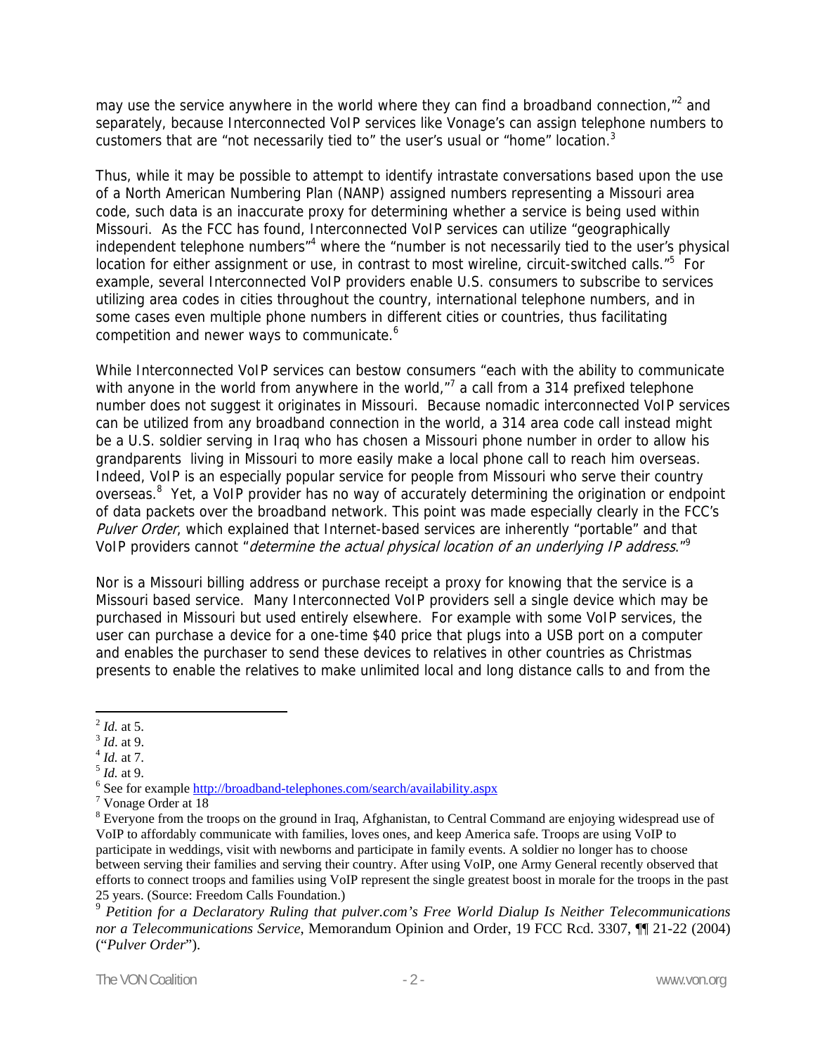may use the service anywhere in the world where they can find a broadband connection,"[2] and separately, because Interconnected VoIP services like Vonage's can assign telephone numbers to customers that are "not necessarily tied to" the user's usual or "home" location.[3]

Thus, while it may be possible to attempt to identify intrastate conversations based upon the use of a North American Numbering Plan (NANP) assigned numbers representing a Missouri area code, such data is an inaccurate proxy for determining whether a service is being used within Missouri. As the FCC has found, Interconnected VoIP services can utilize "geographically independent telephone numbers"[4] where the "number is not necessarily tied to the user's physical location for either assignment or use, in contrast to most wireline, circuit-switched calls."[5] For example, several Interconnected VoIP providers enable U.S. consumers to subscribe to services utilizing area codes in cities throughout the country, international telephone numbers, and in some cases even multiple phone numbers in different cities or countries, thus facilitating competition and newer ways to communicate.[6]

While Interconnected VoIP services can bestow consumers "each with the ability to communicate with anyone in the world from anywhere in the world,"[7] a call from a 314 prefixed telephone number does not suggest it originates in Missouri. Because nomadic interconnected VoIP services can be utilized from any broadband connection in the world, a 314 area code call instead might be a U.S. soldier serving in Iraq who has chosen a Missouri phone number in order to allow his grandparents living in Missouri to more easily make a local phone call to reach him overseas. Indeed, VoIP is an especially popular service for people from Missouri who serve their country overseas.[8] Yet, a VoIP provider has no way of accurately determining the origination or endpoint of data packets over the broadband network. This point was made especially clearly in the FCC's *Pulver Order*, which explained that Internet-based services are inherently "portable" and that VoIP providers cannot "*determine the actual physical location of an underlying IP address*."[9]

Nor is a Missouri billing address or purchase receipt a proxy for knowing that the service is a Missouri based service. Many Interconnected VoIP providers sell a single device which may be purchased in Missouri but used entirely elsewhere. For example with some VoIP services, the user can purchase a device for a one-time $40 price that plugs into a USB port on a computer and enables the purchaser to send these devices to relatives in other countries as Christmas presents to enable the relatives to make unlimited local and long distance calls to and from the

---

[2] *Id.* at 5.

[3] *Id.* at 9.

[4] *Id.* at 7.

[5] *Id.* at 9.

[6] See for example http://broadband-telephones.com/search/availability.aspx

[7] Vonage Order at 18

[8] Everyone from the troops on the ground in Iraq, Afghanistan, to Central Command are enjoying widespread use of VoIP to affordably communicate with families, loves ones, and keep America safe. Troops are using VoIP to participate in weddings, visit with newborns and participate in family events. A soldier no longer has to choose between serving their families and serving their country. After using VoIP, one Army General recently observed that efforts to connect troops and families using VoIP represent the single greatest boost in morale for the troops in the past 25 years. (Source: Freedom Calls Foundation.)

[9] *Petition for a Declaratory Ruling that pulver.com's Free World Dialup Is Neither Telecommunications nor a Telecommunications Service*, Memorandum Opinion and Order, 19 FCC Rcd. 3307, ¶¶ 21-22 (2004) ("*Pulver Order*").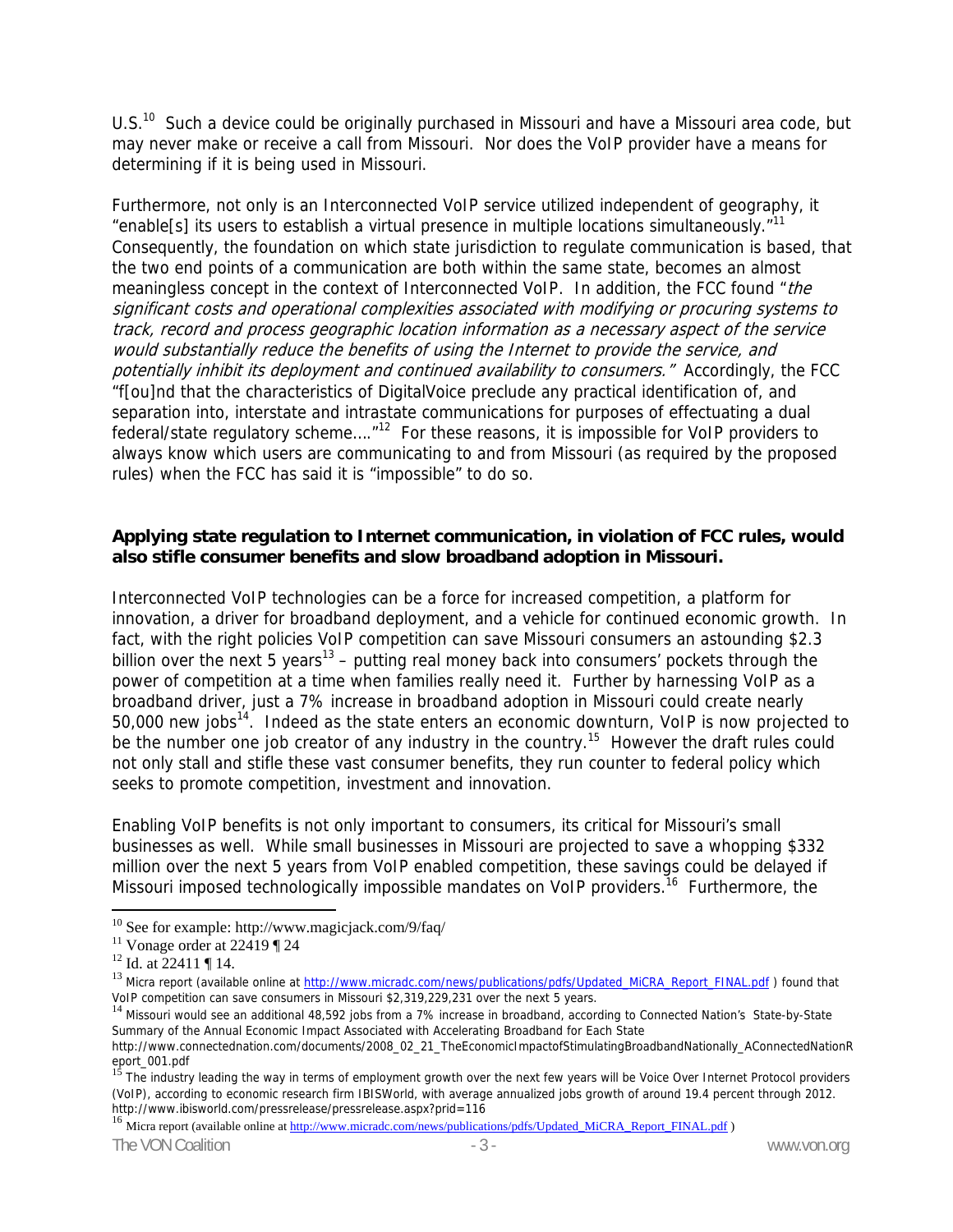U.S.[10] Such a device could be originally purchased in Missouri and have a Missouri area code, but may never make or receive a call from Missouri. Nor does the VoIP provider have a means for determining if it is being used in Missouri.

Furthermore, not only is an Interconnected VoIP service utilized independent of geography, it "enable[s] its users to establish a virtual presence in multiple locations simultaneously."[11] Consequently, the foundation on which state jurisdiction to regulate communication is based, that the two end points of a communication are both within the same state, becomes an almost meaningless concept in the context of Interconnected VoIP. In addition, the FCC found "*the significant costs and operational complexities associated with modifying or procuring systems to track, record and process geographic location information as a necessary aspect of the service would substantially reduce the benefits of using the Internet to provide the service, and potentially inhibit its deployment and continued availability to consumers.*" Accordingly, the FCC "f[ou]nd that the characteristics of DigitalVoice preclude any practical identification of, and separation into, interstate and intrastate communications for purposes of effectuating a dual federal/state regulatory scheme…."[12] For these reasons, it is impossible for VoIP providers to always know which users are communicating to and from Missouri (as required by the proposed rules) when the FCC has said it is "impossible" to do so.

**Applying state regulation to Internet communication, in violation of FCC rules, would also stifle consumer benefits and slow broadband adoption in Missouri.**

Interconnected VoIP technologies can be a force for increased competition, a platform for innovation, a driver for broadband deployment, and a vehicle for continued economic growth. In fact, with the right policies VoIP competition can save Missouri consumers an astounding $2.3 billion over the next 5 years[13] – putting real money back into consumers' pockets through the power of competition at a time when families really need it. Further by harnessing VoIP as a broadband driver, just a 7% increase in broadband adoption in Missouri could create nearly 50,000 new jobs[14]. Indeed as the state enters an economic downturn, VoIP is now projected to be the number one job creator of any industry in the country.[15] However the draft rules could not only stall and stifle these vast consumer benefits, they run counter to federal policy which seeks to promote competition, investment and innovation.

Enabling VoIP benefits is not only important to consumers, its critical for Missouri's small businesses as well. While small businesses in Missouri are projected to save a whopping $332 million over the next 5 years from VoIP enabled competition, these savings could be delayed if Missouri imposed technologically impossible mandates on VoIP providers.[16] Furthermore, the

---

[10] See for example: http://www.magicjack.com/9/faq/

[11] Vonage order at 22419 ¶ 24

[12] Id. at 22411 ¶ 14.

[13] Micra report (available online at http://www.micradc.com/news/publications/pdfs/Updated_MiCRA_Report_FINAL.pdf ) found that VoIP competition can save consumers in Missouri $2,319,229,231 over the next 5 years.

[14] Missouri would see an additional 48,592 jobs from a 7% increase in broadband, according to Connected Nation's State-by-State Summary of the Annual Economic Impact Associated with Accelerating Broadband for Each State http://www.connectednation.com/documents/2008_02_21_TheEconomicImpactofStimulatingBroadbandNationally_AConnectedNationReport_001.pdf

[15] The industry leading the way in terms of employment growth over the next few years will be Voice Over Internet Protocol providers (VoIP), according to economic research firm IBISWorld, with average annualized jobs growth of around 19.4 percent through 2012. http://www.ibisworld.com/pressrelease/pressrelease.aspx?prid=116

[16] Micra report (available online at http://www.micradc.com/news/publications/pdfs/Updated_MiCRA_Report_FINAL.pdf )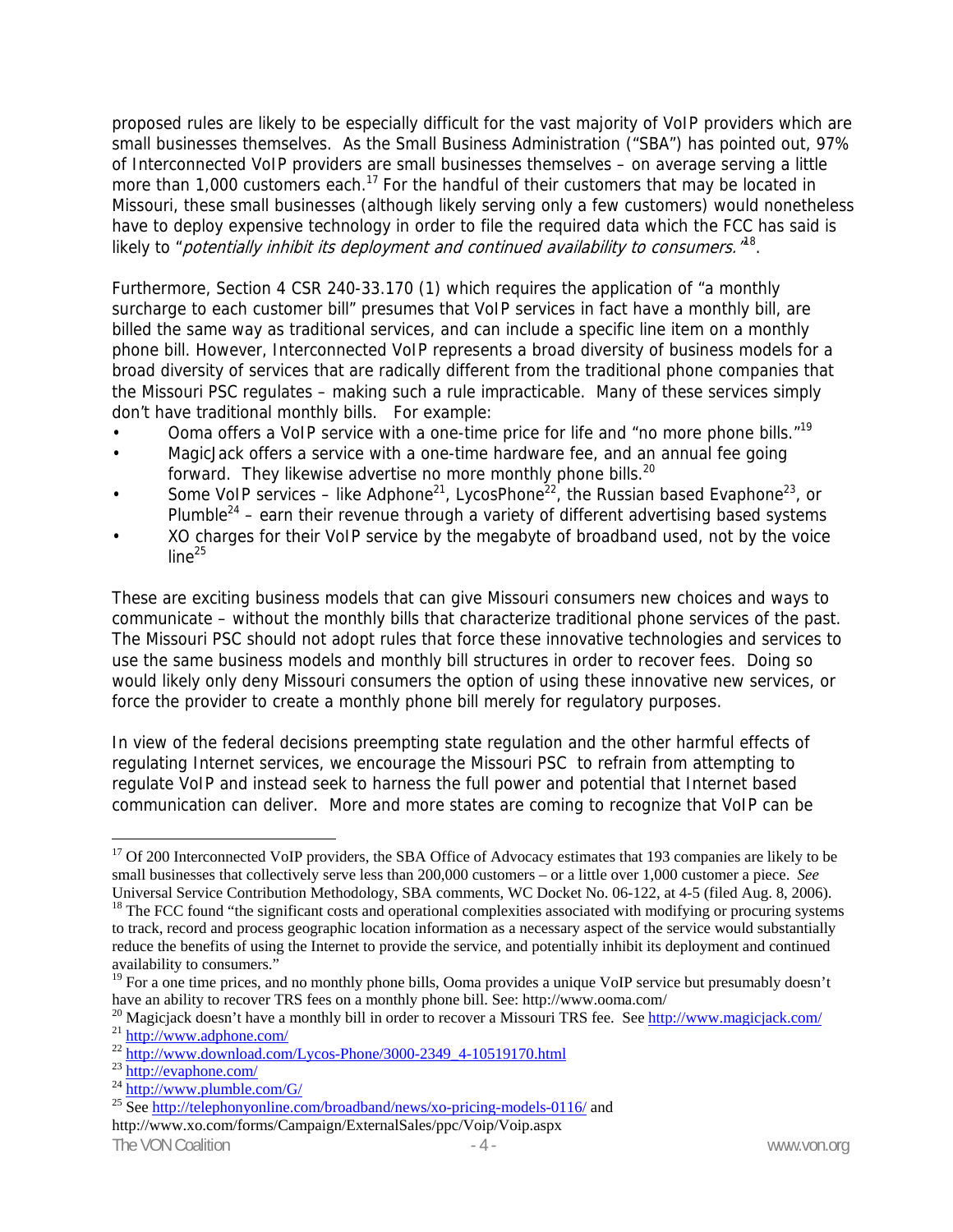proposed rules are likely to be especially difficult for the vast majority of VoIP providers which are small businesses themselves. As the Small Business Administration ("SBA") has pointed out, 97% of Interconnected VoIP providers are small businesses themselves – on average serving a little more than 1,000 customers each.[17] For the handful of their customers that may be located in Missouri, these small businesses (although likely serving only a few customers) would nonetheless have to deploy expensive technology in order to file the required data which the FCC has said is likely to "*potentially inhibit its deployment and continued availability to consumers.*"[18].

Furthermore, Section 4 CSR 240-33.170 (1) which requires the application of "a monthly surcharge to each customer bill" presumes that VoIP services in fact have a monthly bill, are billed the same way as traditional services, and can include a specific line item on a monthly phone bill. However, Interconnected VoIP represents a broad diversity of business models for a broad diversity of services that are radically different from the traditional phone companies that the Missouri PSC regulates – making such a rule impracticable. Many of these services simply don't have traditional monthly bills. For example:

- Ooma offers a VoIP service with a one-time price for life and "no more phone bills."[19]
- MagicJack offers a service with a one-time hardware fee, and an annual fee going forward. They likewise advertise no more monthly phone bills.[20]
- Some VoIP services – like Adphone[21], LycosPhone[22], the Russian based Evaphone[23], or Plumble[24] – earn their revenue through a variety of different advertising based systems
- XO charges for their VoIP service by the megabyte of broadband used, not by the voice line[25]

These are exciting business models that can give Missouri consumers new choices and ways to communicate – without the monthly bills that characterize traditional phone services of the past. The Missouri PSC should not adopt rules that force these innovative technologies and services to use the same business models and monthly bill structures in order to recover fees. Doing so would likely only deny Missouri consumers the option of using these innovative new services, or force the provider to create a monthly phone bill merely for regulatory purposes.

In view of the federal decisions preempting state regulation and the other harmful effects of regulating Internet services, we encourage the Missouri PSC to refrain from attempting to regulate VoIP and instead seek to harness the full power and potential that Internet based communication can deliver. More and more states are coming to recognize that VoIP can be

---

[17] Of 200 Interconnected VoIP providers, the SBA Office of Advocacy estimates that 193 companies are likely to be small businesses that collectively serve less than 200,000 customers – or a little over 1,000 customer a piece. *See* Universal Service Contribution Methodology, SBA comments, WC Docket No. 06-122, at 4-5 (filed Aug. 8, 2006).

[18] The FCC found "the significant costs and operational complexities associated with modifying or procuring systems to track, record and process geographic location information as a necessary aspect of the service would substantially reduce the benefits of using the Internet to provide the service, and potentially inhibit its deployment and continued availability to consumers."

[19] For a one time prices, and no monthly phone bills, Ooma provides a unique VoIP service but presumably doesn't have an ability to recover TRS fees on a monthly phone bill. See: http://www.ooma.com/

[20] Magicjack doesn't have a monthly bill in order to recover a Missouri TRS fee. See http://www.magicjack.com/

[21] http://www.adphone.com/

[22] http://www.download.com/Lycos-Phone/3000-2349_4-10519170.html

[23] http://evaphone.com/

[24] http://www.plumble.com/G/

[25] See http://telephonyonline.com/broadband/news/xo-pricing-models-0116/ and http://www.xo.com/forms/Campaign/ExternalSales/ppc/Voip/Voip.aspx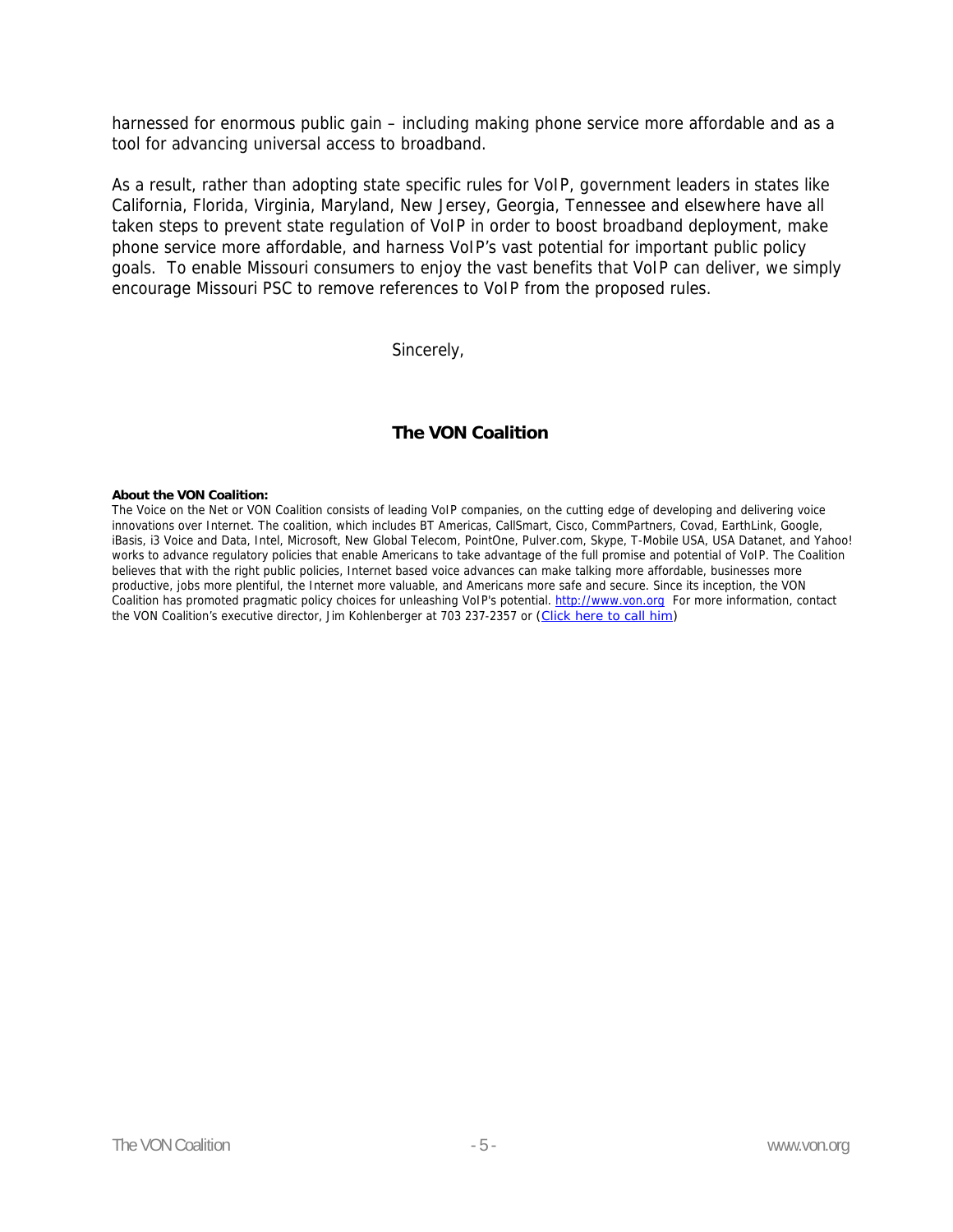harnessed for enormous public gain – including making phone service more affordable and as a tool for advancing universal access to broadband.

As a result, rather than adopting state specific rules for VoIP, government leaders in states like California, Florida, Virginia, Maryland, New Jersey, Georgia, Tennessee and elsewhere have all taken steps to prevent state regulation of VoIP in order to boost broadband deployment, make phone service more affordable, and harness VoIP's vast potential for important public policy goals. To enable Missouri consumers to enjoy the vast benefits that VoIP can deliver, we simply encourage Missouri PSC to remove references to VoIP from the proposed rules.

Sincerely,

**The VON Coalition**

**About the VON Coalition:**

The Voice on the Net or VON Coalition consists of leading VoIP companies, on the cutting edge of developing and delivering voice innovations over Internet. The coalition, which includes BT Americas, CallSmart, Cisco, CommPartners, Covad, EarthLink, Google, iBasis, i3 Voice and Data, Intel, Microsoft, New Global Telecom, PointOne, Pulver.com, Skype, T-Mobile USA, USA Datanet, and Yahoo! works to advance regulatory policies that enable Americans to take advantage of the full promise and potential of VoIP. The Coalition believes that with the right public policies, Internet based voice advances can make talking more affordable, businesses more productive, jobs more plentiful, the Internet more valuable, and Americans more safe and secure. Since its inception, the VON Coalition has promoted pragmatic policy choices for unleashing VoIP's potential. http://www.von.org For more information, contact the VON Coalition's executive director, Jim Kohlenberger at 703 237-2357 or (Click here to call him)